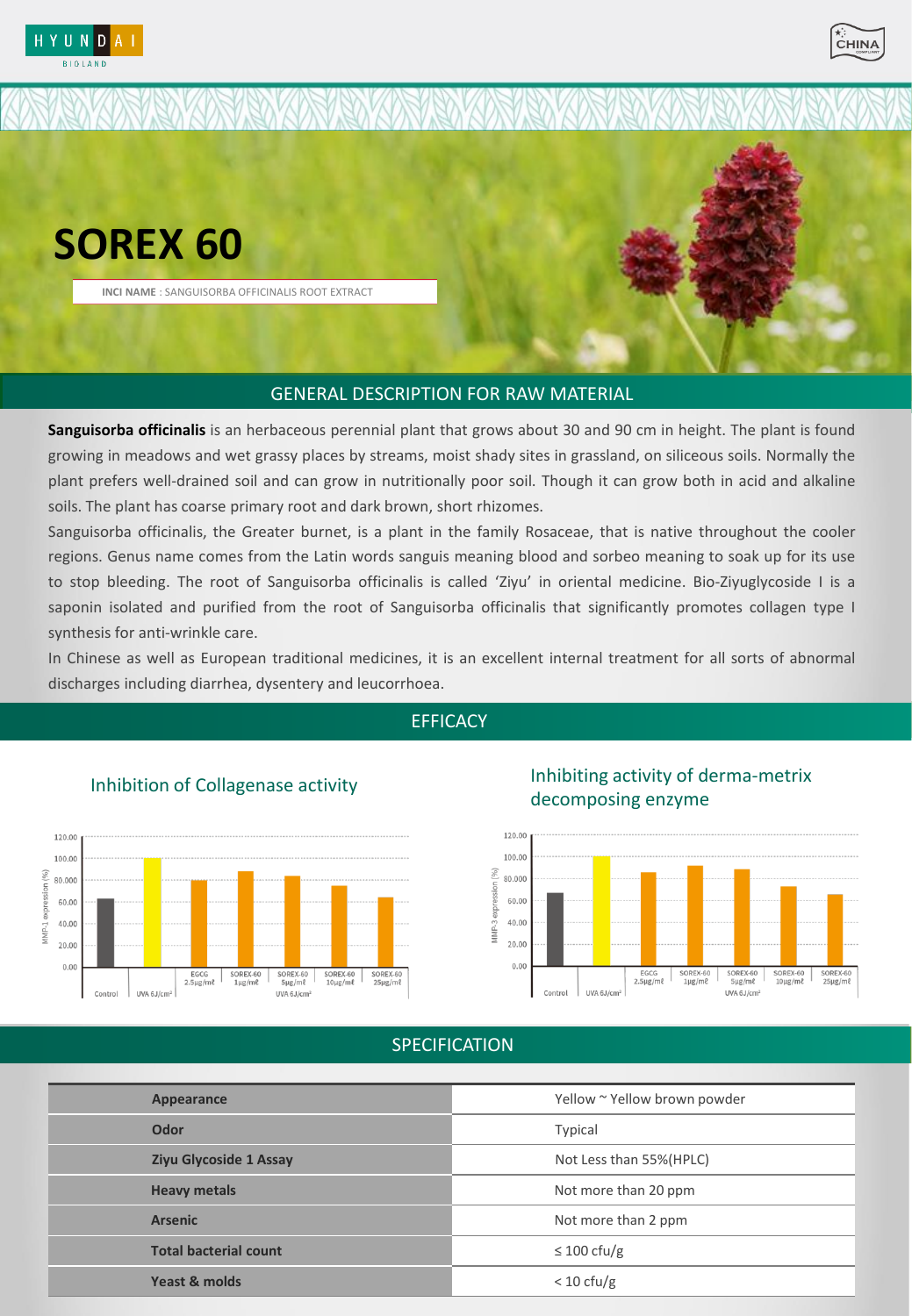# SOREX 60

**INCI NAME** : SANGUISORBA OFFICINALIS ROOT EXTRACT

## GENERAL DESCRIPTION FOR RAW MATERIAL

**Sanguisorba officinalis** is an herbaceous perennial plant that grows about 30 and 90 cm in height. The plant is found growing in meadows and wet grassy places by streams, moist shady sites in grassland, on siliceous soils. Normally the plant prefers well-drained soil and can grow in nutritionally poor soil. Though it can grow both in acid and alkaline soils. The plant has coarse primary root and dark brown, short rhizomes.

Sanguisorba officinalis, the Greater burnet, is a plant in the family Rosaceae, that is native throughout the cooler regions. Genus name comes from the Latin words sanguis meaning blood and sorbeo meaning to soak up for its use to stop bleeding. The root of Sanguisorba officinalis is called 'Ziyu' in oriental medicine. Bio-Ziyuglycoside I is a saponin isolated and purified from the root of Sanguisorba officinalis that significantly promotes collagen type I synthesis for anti-wrinkle care.

In Chinese as well as European traditional medicines, it is an excellent internal treatment for all sorts of abnormal discharges including diarrhea, dysentery and leucorrhoea.

## EFFICACY

### Inhibition of Collagenase activity

MMP-1 expression (%): Control; UVA 6J/cm²: EGCG 2.5μg/mℓ, SOREX-60 1μg/mℓ, SOREX-60 5μg/mℓ, SOREX-60 10μg/mℓ, SOREX-60 25μg/mℓ

### Inhibiting activity of derma-metrix decomposing enzyme

MMP-3 expression (%): Control; UVA 6J/cm²: EGCG 2.5μg/mℓ, SOREX-60 1μg/mℓ, SOREX-60 5μg/mℓ, SOREX-60 10μg/mℓ, SOREX-60 25μg/mℓ

## SPECIFICATION

| | |
|---|---|
| **Appearance** | Yellow ~ Yellow brown powder |
| **Odor** | Typical |
| **Ziyu Glycoside 1 Assay** | Not Less than 55%(HPLC) |
| **Heavy metals** | Not more than 20 ppm |
| **Arsenic** | Not more than 2 ppm |
| **Total bacterial count** | ≤ 100 cfu/g |
| **Yeast & molds** | < 10 cfu/g |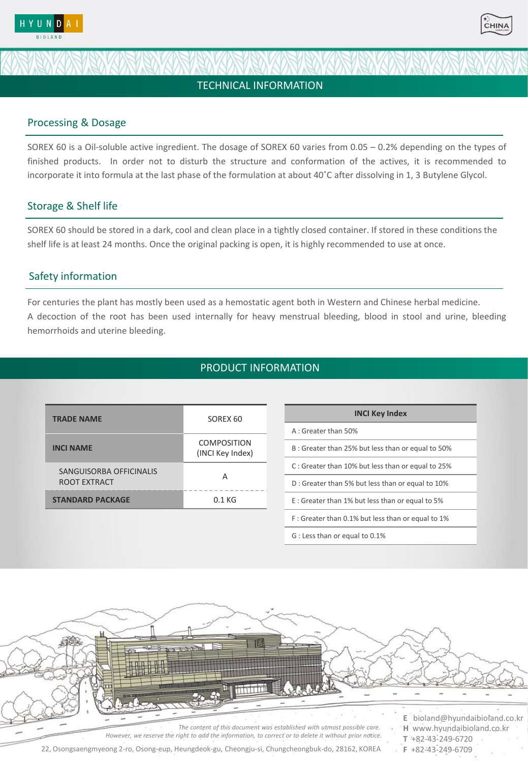# TECHNICAL INFORMATION

## Processing & Dosage

SOREX 60 is a Oil-soluble active ingredient. The dosage of SOREX 60 varies from 0.05 – 0.2% depending on the types of finished products. In order not to disturb the structure and conformation of the actives, it is recommended to incorporate it into formula at the last phase of the formulation at about 40˚C after dissolving in 1, 3 Butylene Glycol.

## Storage & Shelf life

SOREX 60 should be stored in a dark, cool and clean place in a tightly closed container. If stored in these conditions the shelf life is at least 24 months. Once the original packing is open, it is highly recommended to use at once.

## Safety information

For centuries the plant has mostly been used as a hemostatic agent both in Western and Chinese herbal medicine.
A decoction of the root has been used internally for heavy menstrual bleeding, blood in stool and urine, bleeding hemorrhoids and uterine bleeding.

# PRODUCT INFORMATION

| | |
|---|---|
| **TRADE NAME** | SOREX 60 |
| **INCI NAME** | COMPOSITION (INCI Key Index) |
| SANGUISORBA OFFICINALIS ROOT EXTRACT | A |
| **STANDARD PACKAGE** | 0.1 KG |

| INCI Key Index |
|---|
| A : Greater than 50% |
| B : Greater than 25% but less than or equal to 50% |
| C : Greater than 10% but less than or equal to 25% |
| D : Greater than 5% but less than or equal to 10% |
| E : Greater than 1% but less than or equal to 5% |
| F : Greater than 0.1% but less than or equal to 1% |
| G : Less than or equal to 0.1% |

*The content of this document was established with utmost possible care.*
*However, we reserve the right to add the information, to correct or to delete it without prior notice.*

22, Osongsaengmyeong 2-ro, Osong-eup, Heungdeok-gu, Cheongju-si, Chungcheongbuk-do, 28162, KOREA

**E** bioland@hyundaibioland.co.kr
**H** www.hyundaibioland.co.kr
**T** +82-43-249-6720
**F** +82-43-249-6709